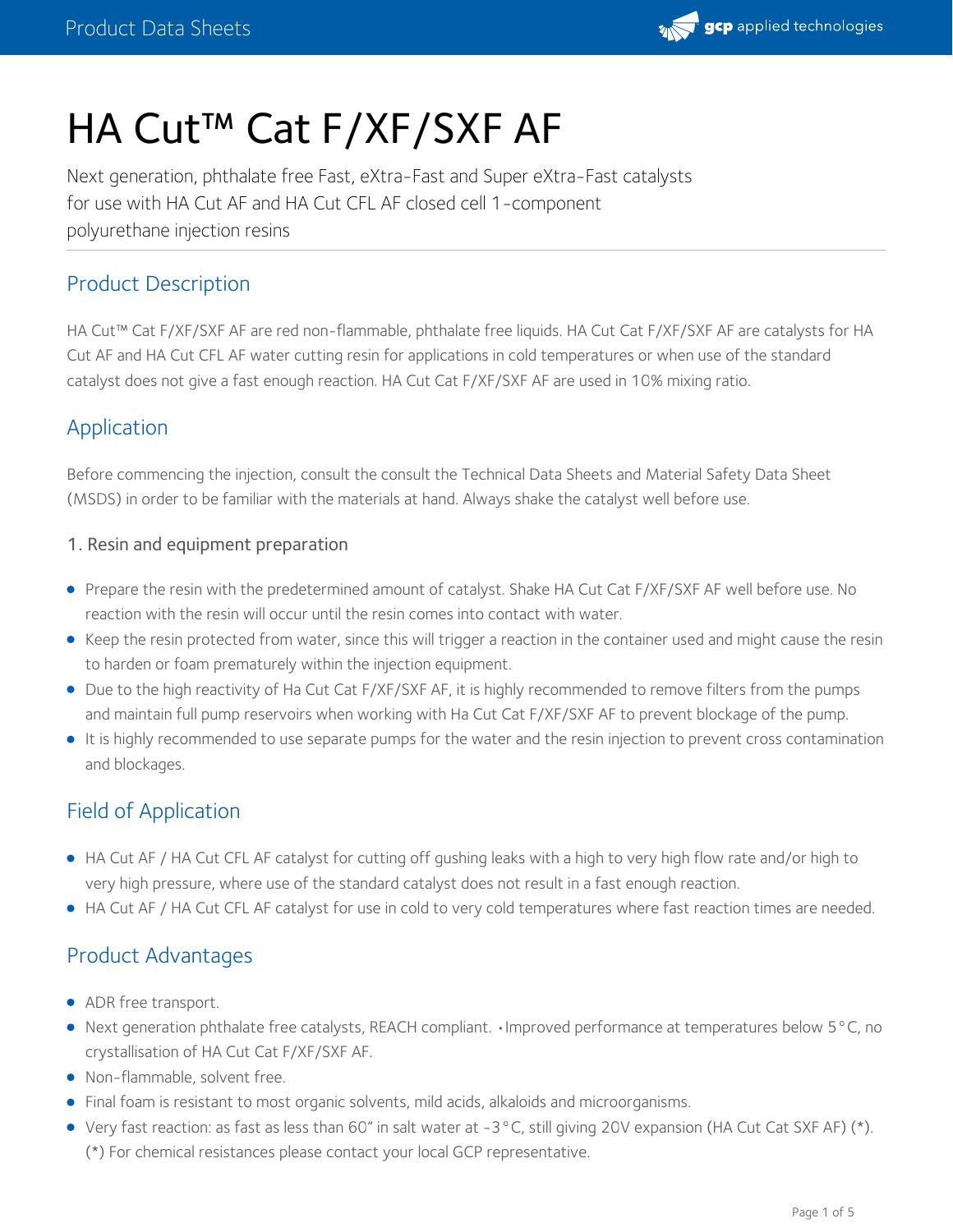# HA Cut™ Cat F/XF/SXF AF

Next generation, phthalate free Fast, eXtra-Fast and Super eXtra-Fast catalysts for use with HA Cut AF and HA Cut CFL AF closed cell 1-component polyurethane injection resins

## Product Description

HA Cut™ Cat F/XF/SXF AF are red non-flammable, phthalate free liquids. HA Cut Cat F/XF/SXF AF are catalysts for HA Cut AF and HA Cut CFL AF water cutting resin for applications in cold temperatures or when use of the standard catalyst does not give a fast enough reaction. HA Cut Cat F/XF/SXF AF are used in 10% mixing ratio.

## Application

Before commencing the injection, consult the consult the Technical Data Sheets and Material Safety Data Sheet (MSDS) in order to be familiar with the materials at hand. Always shake the catalyst well before use.

### 1. Resin and equipment preparation

- Prepare the resin with the predetermined amount of catalyst. Shake HA Cut Cat F/XF/SXF AF well before use. No reaction with the resin will occur until the resin comes into contact with water.
- Keep the resin protected from water, since this will trigger a reaction in the container used and might cause the resin to harden or foam prematurely within the injection equipment.
- Due to the high reactivity of Ha Cut Cat F/XF/SXF AF, it is highly recommended to remove filters from the pumps and maintain full pump reservoirs when working with Ha Cut Cat F/XF/SXF AF to prevent blockage of the pump.
- It is highly recommended to use separate pumps for the water and the resin injection to prevent cross contamination and blockages.

## Field of Application

- HA Cut AF / HA Cut CFL AF catalyst for cutting off gushing leaks with a high to very high flow rate and/or high to very high pressure, where use of the standard catalyst does not result in a fast enough reaction.
- HA Cut AF / HA Cut CFL AF catalyst for use in cold to very cold temperatures where fast reaction times are needed.

## Product Advantages

- ADR free transport.
- Next generation phthalate free catalysts, REACH compliant. •Improved performance at temperatures below 5°C, no crystallisation of HA Cut Cat F/XF/SXF AF.
- Non-flammable, solvent free.
- Final foam is resistant to most organic solvents, mild acids, alkaloids and microorganisms.
- Very fast reaction: as fast as less than 60" in salt water at -3°C, still giving 20V expansion (HA Cut Cat SXF AF) (*). (*) For chemical resistances please contact your local GCP representative.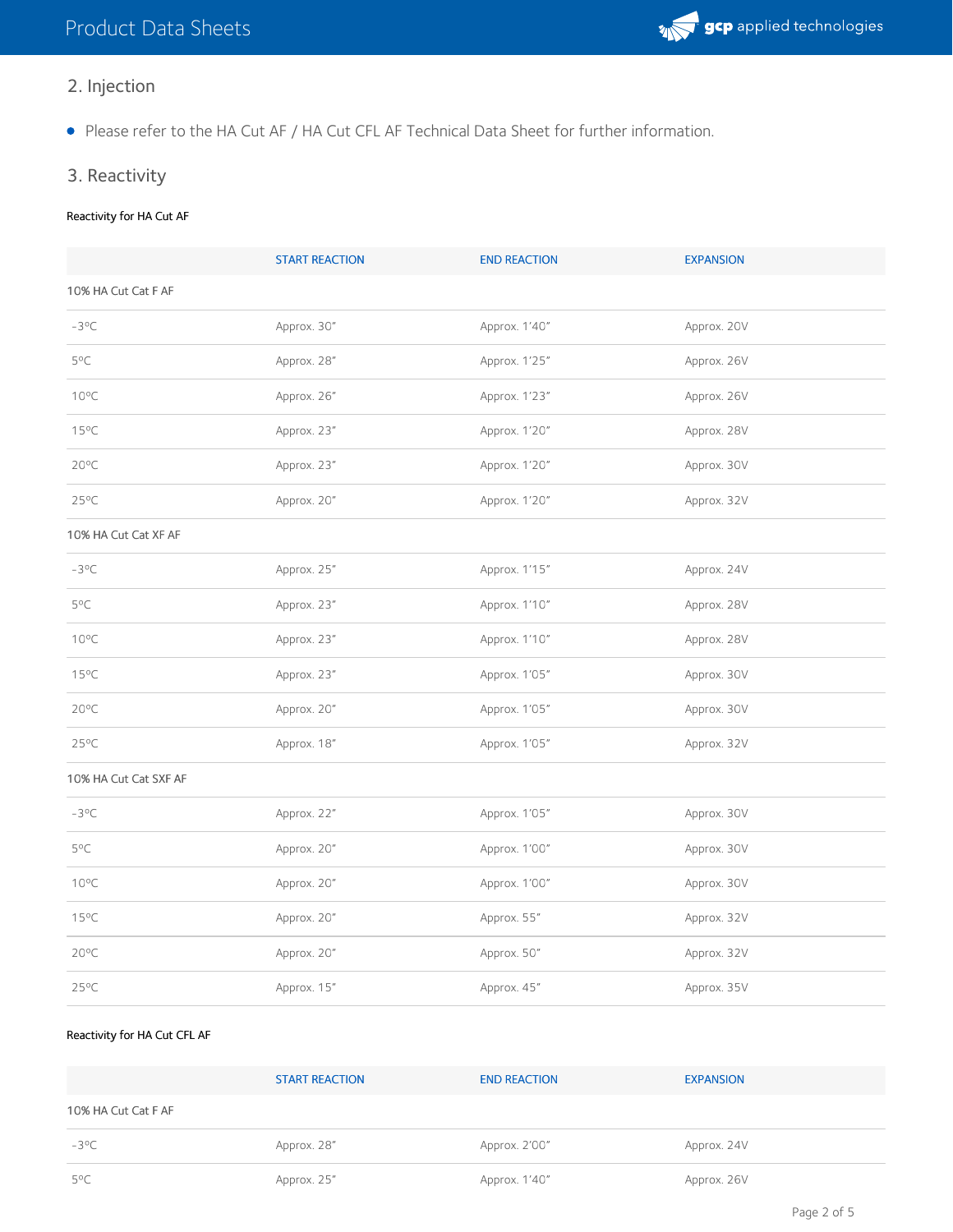## 2. Injection

- Please refer to the HA Cut AF / HA Cut CFL AF Technical Data Sheet for further information.

## 3. Reactivity

Reactivity for HA Cut AF

| | START REACTION | END REACTION | EXPANSION |
|---|---|---|---|
| 10% HA Cut Cat F AF | | | |
| -3ºC | Approx. 30" | Approx. 1'40" | Approx. 20V |
| 5ºC | Approx. 28" | Approx. 1'25" | Approx. 26V |
| 10ºC | Approx. 26" | Approx. 1'23" | Approx. 26V |
| 15ºC | Approx. 23" | Approx. 1'20" | Approx. 28V |
| 20ºC | Approx. 23" | Approx. 1'20" | Approx. 30V |
| 25ºC | Approx. 20" | Approx. 1'20" | Approx. 32V |
| 10% HA Cut Cat XF AF | | | |
| -3ºC | Approx. 25" | Approx. 1'15" | Approx. 24V |
| 5ºC | Approx. 23" | Approx. 1'10" | Approx. 28V |
| 10ºC | Approx. 23" | Approx. 1'10" | Approx. 28V |
| 15ºC | Approx. 23" | Approx. 1'05" | Approx. 30V |
| 20ºC | Approx. 20" | Approx. 1'05" | Approx. 30V |
| 25ºC | Approx. 18" | Approx. 1'05" | Approx. 32V |
| 10% HA Cut Cat SXF AF | | | |
| -3ºC | Approx. 22" | Approx. 1'05" | Approx. 30V |
| 5ºC | Approx. 20" | Approx. 1'00" | Approx. 30V |
| 10ºC | Approx. 20" | Approx. 1'00" | Approx. 30V |
| 15ºC | Approx. 20" | Approx. 55" | Approx. 32V |
| 20ºC | Approx. 20" | Approx. 50" | Approx. 32V |
| 25ºC | Approx. 15" | Approx. 45" | Approx. 35V |

Reactivity for HA Cut CFL AF

| | START REACTION | END REACTION | EXPANSION |
|---|---|---|---|
| 10% HA Cut Cat F AF | | | |
| -3ºC | Approx. 28" | Approx. 2'00" | Approx. 24V |
| 5ºC | Approx. 25" | Approx. 1'40" | Approx. 26V |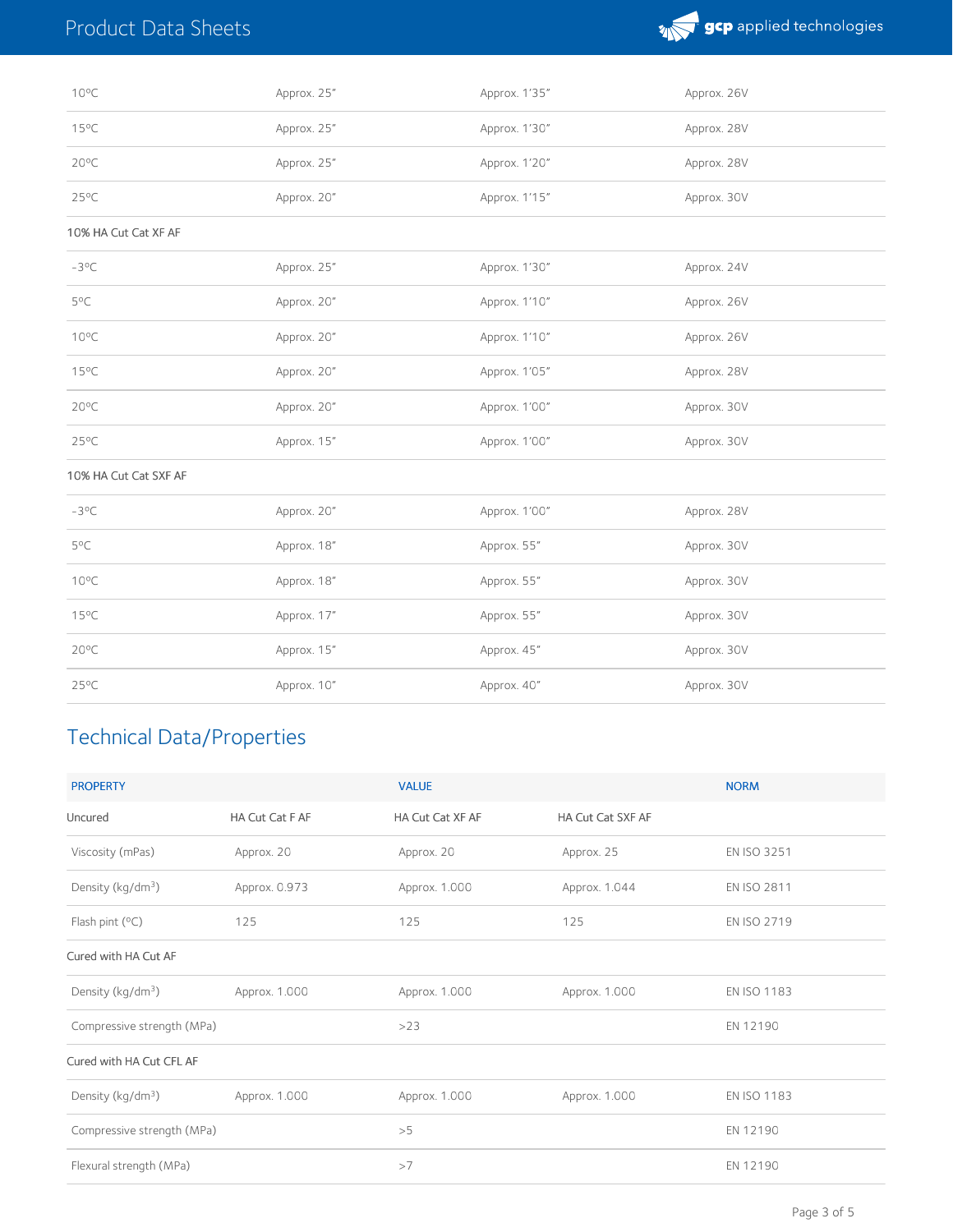| | | | |
|---|---|---|---|
| 10ºC | Approx. 25” | Approx. 1’35” | Approx. 26V |
| 15ºC | Approx. 25” | Approx. 1’30” | Approx. 28V |
| 20ºC | Approx. 25” | Approx. 1’20” | Approx. 28V |
| 25ºC | Approx. 20” | Approx. 1’15” | Approx. 30V |
| 10% HA Cut Cat XF AF | | | |
| -3ºC | Approx. 25” | Approx. 1’30” | Approx. 24V |
| 5ºC | Approx. 20” | Approx. 1’10” | Approx. 26V |
| 10ºC | Approx. 20” | Approx. 1’10” | Approx. 26V |
| 15ºC | Approx. 20” | Approx. 1’05” | Approx. 28V |
| 20ºC | Approx. 20” | Approx. 1’00” | Approx. 30V |
| 25ºC | Approx. 15” | Approx. 1’00” | Approx. 30V |
| 10% HA Cut Cat SXF AF | | | |
| -3ºC | Approx. 20” | Approx. 1’00” | Approx. 28V |
| 5ºC | Approx. 18” | Approx. 55” | Approx. 30V |
| 10ºC | Approx. 18” | Approx. 55” | Approx. 30V |
| 15ºC | Approx. 17” | Approx. 55” | Approx. 30V |
| 20ºC | Approx. 15” | Approx. 45” | Approx. 30V |
| 25ºC | Approx. 10” | Approx. 40” | Approx. 30V |

## Technical Data/Properties

| PROPERTY | | VALUE | | NORM |
|---|---|---|---|---|
| Uncured | HA Cut Cat F AF | HA Cut Cat XF AF | HA Cut Cat SXF AF | |
| Viscosity (mPas) | Approx. 20 | Approx. 20 | Approx. 25 | EN ISO 3251 |
| Density (kg/dm³) | Approx. 0.973 | Approx. 1.000 | Approx. 1.044 | EN ISO 2811 |
| Flash pint (ºC) | 125 | 125 | 125 | EN ISO 2719 |
| Cured with HA Cut AF | | | | |
| Density (kg/dm³) | Approx. 1.000 | Approx. 1.000 | Approx. 1.000 | EN ISO 1183 |
| Compressive strength (MPa) | | >23 | | EN 12190 |
| Cured with HA Cut CFL AF | | | | |
| Density (kg/dm³) | Approx. 1.000 | Approx. 1.000 | Approx. 1.000 | EN ISO 1183 |
| Compressive strength (MPa) | | >5 | | EN 12190 |
| Flexural strength (MPa) | | >7 | | EN 12190 |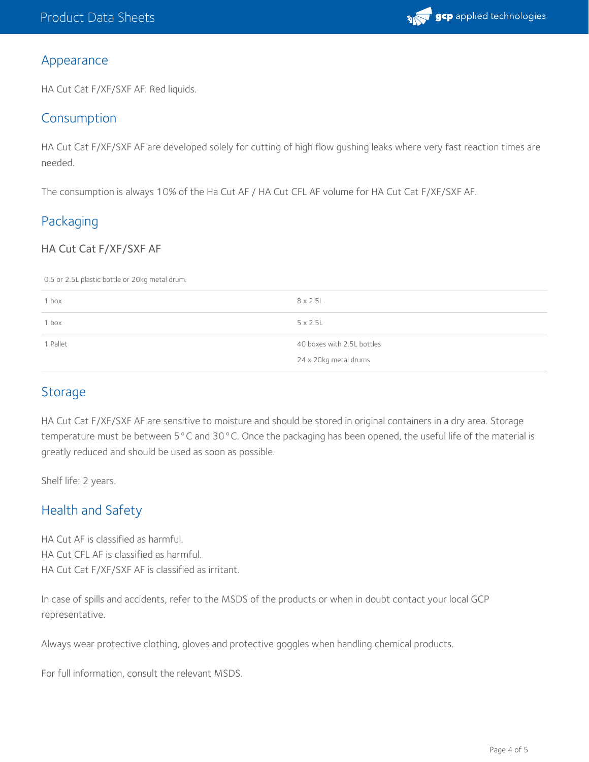## Appearance

HA Cut Cat F/XF/SXF AF: Red liquids.

## Consumption

HA Cut Cat F/XF/SXF AF are developed solely for cutting of high flow gushing leaks where very fast reaction times are needed.

The consumption is always 10% of the Ha Cut AF / HA Cut CFL AF volume for HA Cut Cat F/XF/SXF AF.

## Packaging

### HA Cut Cat F/XF/SXF AF

| 0.5 or 2.5L plastic bottle or 20kg metal drum. | |
|---|---|
| 1 box | 8 x 2.5L |
| 1 box | 5 x 2.5L |
| 1 Pallet | 40 boxes with 2.5L bottles<br>24 x 20kg metal drums |

## Storage

HA Cut Cat F/XF/SXF AF are sensitive to moisture and should be stored in original containers in a dry area. Storage temperature must be between 5°C and 30°C. Once the packaging has been opened, the useful life of the material is greatly reduced and should be used as soon as possible.

Shelf life: 2 years.

## Health and Safety

HA Cut AF is classified as harmful.
HA Cut CFL AF is classified as harmful.
HA Cut Cat F/XF/SXF AF is classified as irritant.

In case of spills and accidents, refer to the MSDS of the products or when in doubt contact your local GCP representative.

Always wear protective clothing, gloves and protective goggles when handling chemical products.

For full information, consult the relevant MSDS.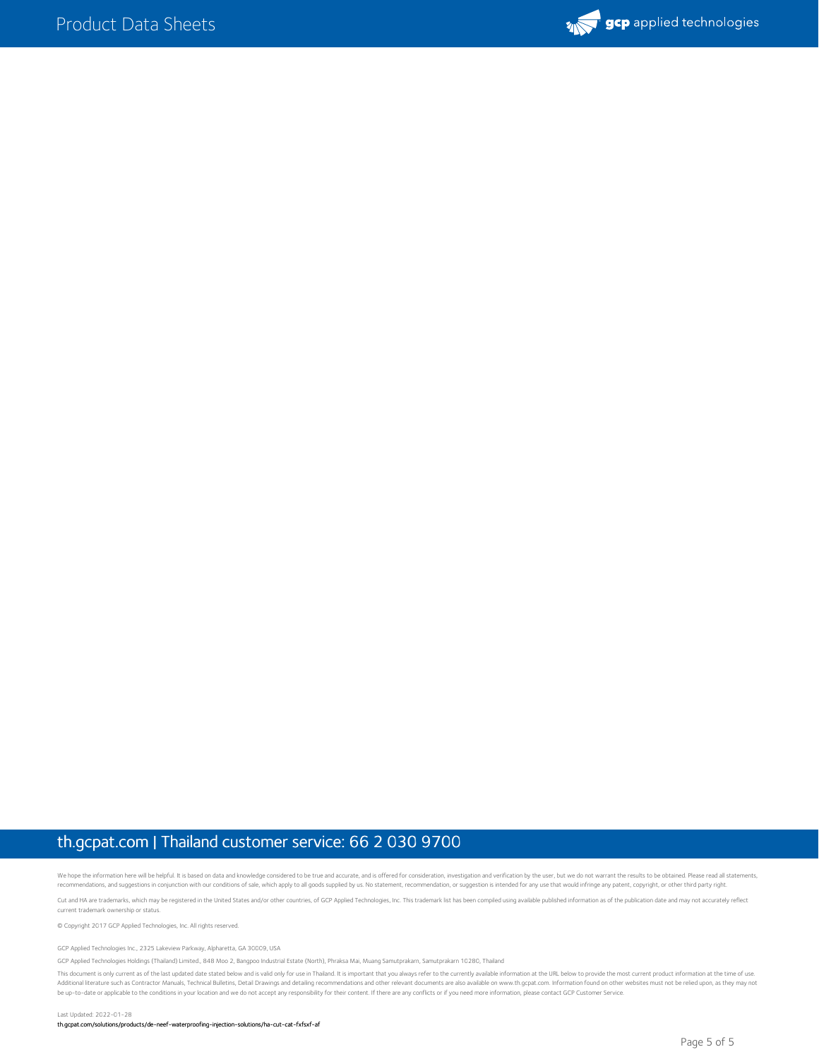th.gcpat.com | Thailand customer service: 66 2 030 9700

We hope the information here will be helpful. It is based on data and knowledge considered to be true and accurate, and is offered for consideration, investigation and verification by the user, but we do not warrant the results to be obtained. Please read all statements, recommendations, and suggestions in conjunction with our conditions of sale, which apply to all goods supplied by us. No statement, recommendation, or suggestion is intended for any use that would infringe any patent, copyright, or other third party right.

Cut and HA are trademarks, which may be registered in the United States and/or other countries, of GCP Applied Technologies, Inc. This trademark list has been compiled using available published information as of the publication date and may not accurately reflect current trademark ownership or status.

© Copyright 2017 GCP Applied Technologies, Inc. All rights reserved.

GCP Applied Technologies Inc., 2325 Lakeview Parkway, Alpharetta, GA 30009, USA

GCP Applied Technologies Holdings (Thailand) Limited., 848 Moo 2, Bangpoo Industrial Estate (North), Phraksa Mai, Muang Samutprakarn, Samutprakarn 10280, Thailand

This document is only current as of the last updated date stated below and is valid only for use in Thailand. It is important that you always refer to the currently available information at the URL below to provide the most current product information at the time of use. Additional literature such as Contractor Manuals, Technical Bulletins, Detail Drawings and detailing recommendations and other relevant documents are also available on www.th.gcpat.com. Information found on other websites must not be relied upon, as they may not be up-to-date or applicable to the conditions in your location and we do not accept any responsibility for their content. If there are any conflicts or if you need more information, please contact GCP Customer Service.

Last Updated: 2022-01-28

th.gcpat.com/solutions/products/de-neef-waterproofing-injection-solutions/ha-cut-cat-fxfsxf-af